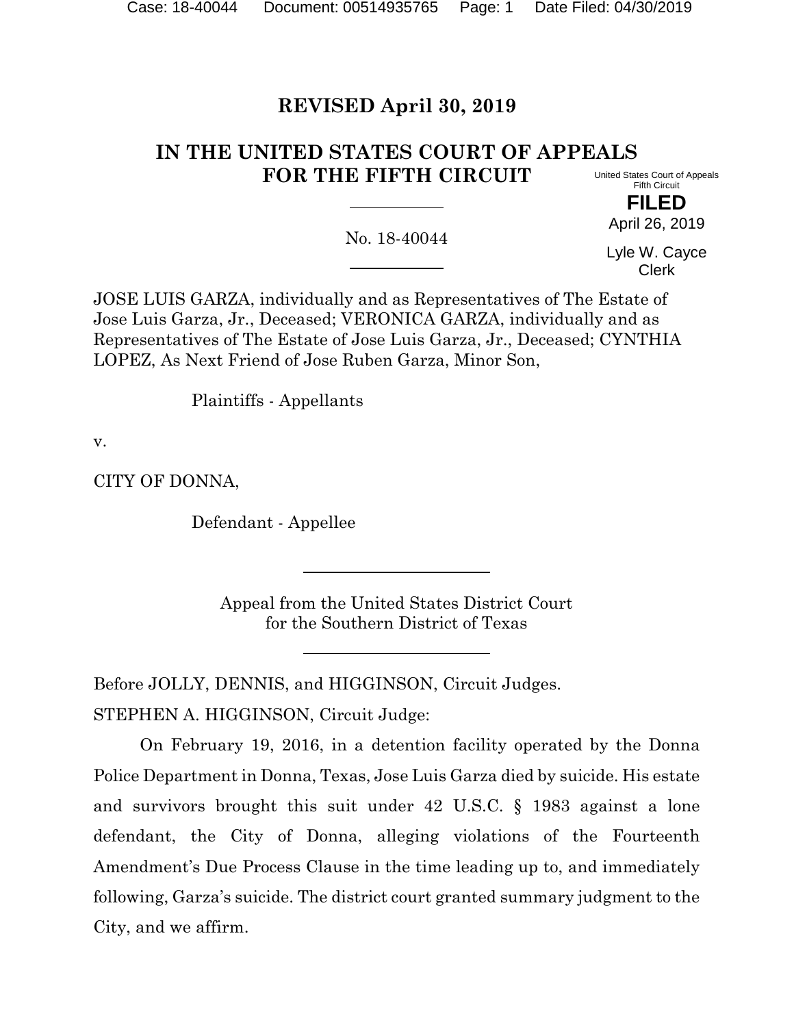# REVISED April 30, 2019

## IN THE UNITED STATES COURT OF APPEALS FOR THE FIFTH CIRCUIT

United States Court of Appeals
Fifth Circuit

**FILED**

April 26, 2019

Lyle W. Cayce
Clerk

No. 18-40044

JOSE LUIS GARZA, individually and as Representatives of The Estate of Jose Luis Garza, Jr., Deceased; VERONICA GARZA, individually and as Representatives of The Estate of Jose Luis Garza, Jr., Deceased; CYNTHIA LOPEZ, As Next Friend of Jose Ruben Garza, Minor Son,

Plaintiffs - Appellants

v.

CITY OF DONNA,

Defendant - Appellee

Appeal from the United States District Court
for the Southern District of Texas

Before JOLLY, DENNIS, and HIGGINSON, Circuit Judges.

STEPHEN A. HIGGINSON, Circuit Judge:

On February 19, 2016, in a detention facility operated by the Donna Police Department in Donna, Texas, Jose Luis Garza died by suicide. His estate and survivors brought this suit under 42 U.S.C. § 1983 against a lone defendant, the City of Donna, alleging violations of the Fourteenth Amendment's Due Process Clause in the time leading up to, and immediately following, Garza's suicide. The district court granted summary judgment to the City, and we affirm.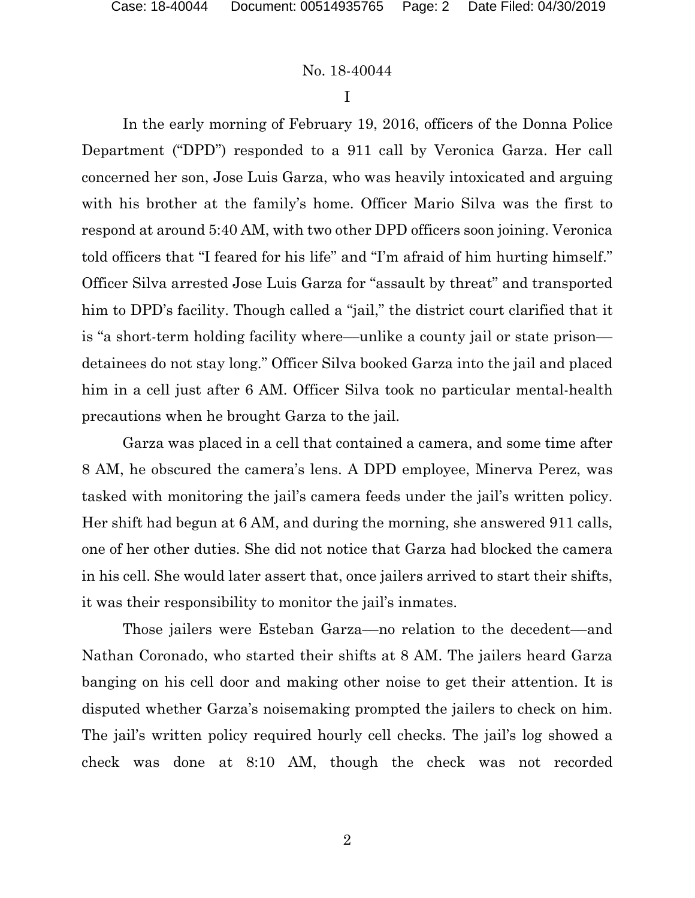# I

In the early morning of February 19, 2016, officers of the Donna Police Department ("DPD") responded to a 911 call by Veronica Garza. Her call concerned her son, Jose Luis Garza, who was heavily intoxicated and arguing with his brother at the family's home. Officer Mario Silva was the first to respond at around 5:40 AM, with two other DPD officers soon joining. Veronica told officers that "I feared for his life" and "I'm afraid of him hurting himself." Officer Silva arrested Jose Luis Garza for "assault by threat" and transported him to DPD's facility. Though called a "jail," the district court clarified that it is "a short-term holding facility where—unlike a county jail or state prison—detainees do not stay long." Officer Silva booked Garza into the jail and placed him in a cell just after 6 AM. Officer Silva took no particular mental-health precautions when he brought Garza to the jail.

Garza was placed in a cell that contained a camera, and some time after 8 AM, he obscured the camera's lens. A DPD employee, Minerva Perez, was tasked with monitoring the jail's camera feeds under the jail's written policy. Her shift had begun at 6 AM, and during the morning, she answered 911 calls, one of her other duties. She did not notice that Garza had blocked the camera in his cell. She would later assert that, once jailers arrived to start their shifts, it was their responsibility to monitor the jail's inmates.

Those jailers were Esteban Garza—no relation to the decedent—and Nathan Coronado, who started their shifts at 8 AM. The jailers heard Garza banging on his cell door and making other noise to get their attention. It is disputed whether Garza's noisemaking prompted the jailers to check on him. The jail's written policy required hourly cell checks. The jail's log showed a check was done at 8:10 AM, though the check was not recorded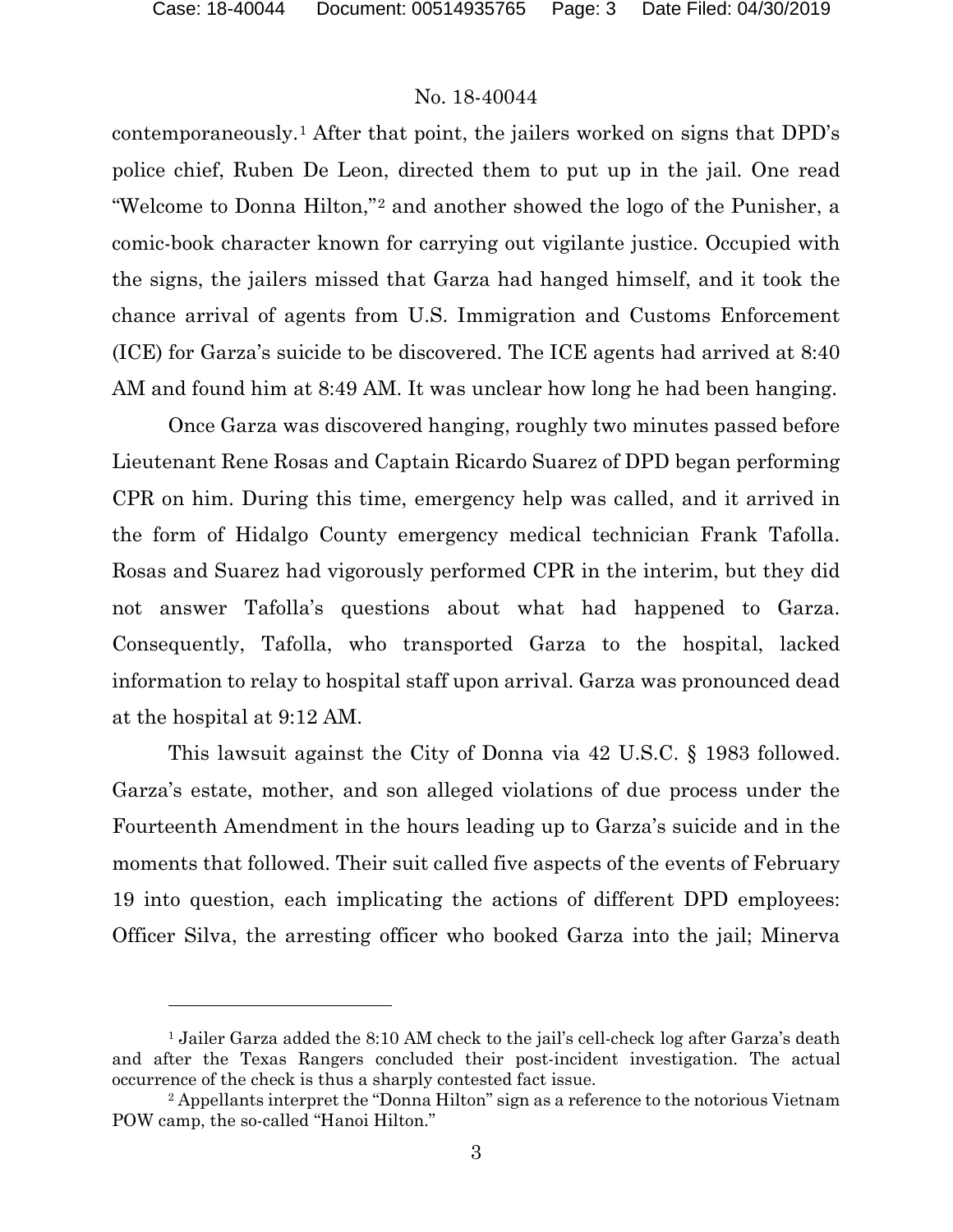contemporaneously.[1] After that point, the jailers worked on signs that DPD's police chief, Ruben De Leon, directed them to put up in the jail. One read "Welcome to Donna Hilton,"[2] and another showed the logo of the Punisher, a comic-book character known for carrying out vigilante justice. Occupied with the signs, the jailers missed that Garza had hanged himself, and it took the chance arrival of agents from U.S. Immigration and Customs Enforcement (ICE) for Garza's suicide to be discovered. The ICE agents had arrived at 8:40 AM and found him at 8:49 AM. It was unclear how long he had been hanging.

Once Garza was discovered hanging, roughly two minutes passed before Lieutenant Rene Rosas and Captain Ricardo Suarez of DPD began performing CPR on him. During this time, emergency help was called, and it arrived in the form of Hidalgo County emergency medical technician Frank Tafolla. Rosas and Suarez had vigorously performed CPR in the interim, but they did not answer Tafolla's questions about what had happened to Garza. Consequently, Tafolla, who transported Garza to the hospital, lacked information to relay to hospital staff upon arrival. Garza was pronounced dead at the hospital at 9:12 AM.

This lawsuit against the City of Donna via 42 U.S.C. § 1983 followed. Garza's estate, mother, and son alleged violations of due process under the Fourteenth Amendment in the hours leading up to Garza's suicide and in the moments that followed. Their suit called five aspects of the events of February 19 into question, each implicating the actions of different DPD employees: Officer Silva, the arresting officer who booked Garza into the jail; Minerva

---

[1] Jailer Garza added the 8:10 AM check to the jail's cell-check log after Garza's death and after the Texas Rangers concluded their post-incident investigation. The actual occurrence of the check is thus a sharply contested fact issue.

[2] Appellants interpret the "Donna Hilton" sign as a reference to the notorious Vietnam POW camp, the so-called "Hanoi Hilton."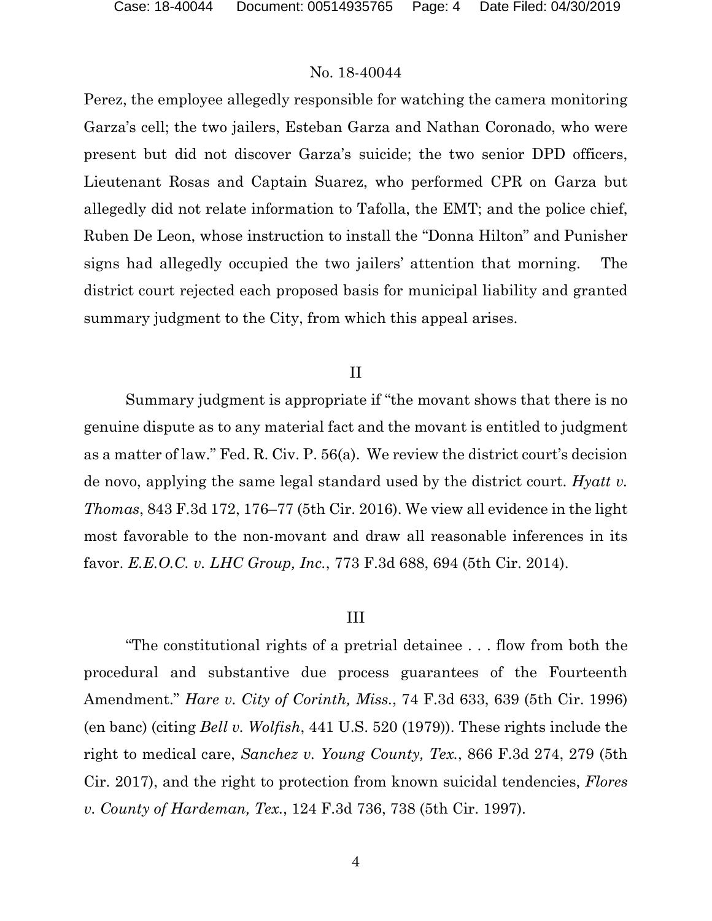Perez, the employee allegedly responsible for watching the camera monitoring Garza's cell; the two jailers, Esteban Garza and Nathan Coronado, who were present but did not discover Garza's suicide; the two senior DPD officers, Lieutenant Rosas and Captain Suarez, who performed CPR on Garza but allegedly did not relate information to Tafolla, the EMT; and the police chief, Ruben De Leon, whose instruction to install the "Donna Hilton" and Punisher signs had allegedly occupied the two jailers' attention that morning. The district court rejected each proposed basis for municipal liability and granted summary judgment to the City, from which this appeal arises.

## II

Summary judgment is appropriate if "the movant shows that there is no genuine dispute as to any material fact and the movant is entitled to judgment as a matter of law." Fed. R. Civ. P. 56(a). We review the district court's decision de novo, applying the same legal standard used by the district court. *Hyatt v. Thomas*, 843 F.3d 172, 176–77 (5th Cir. 2016). We view all evidence in the light most favorable to the non-movant and draw all reasonable inferences in its favor. *E.E.O.C. v. LHC Group, Inc.*, 773 F.3d 688, 694 (5th Cir. 2014).

## III

"The constitutional rights of a pretrial detainee . . . flow from both the procedural and substantive due process guarantees of the Fourteenth Amendment." *Hare v. City of Corinth, Miss.*, 74 F.3d 633, 639 (5th Cir. 1996) (en banc) (citing *Bell v. Wolfish*, 441 U.S. 520 (1979)). These rights include the right to medical care, *Sanchez v. Young County, Tex.*, 866 F.3d 274, 279 (5th Cir. 2017), and the right to protection from known suicidal tendencies, *Flores v. County of Hardeman, Tex.*, 124 F.3d 736, 738 (5th Cir. 1997).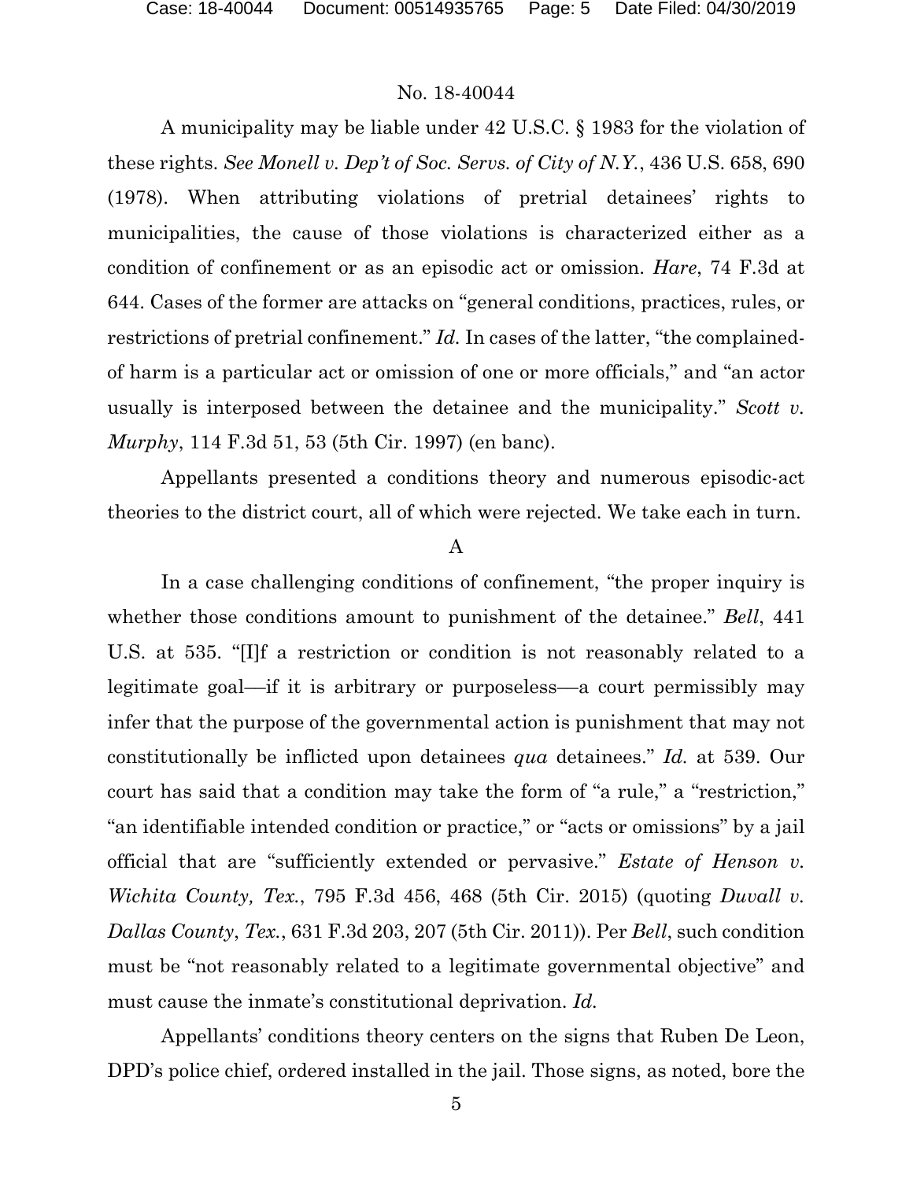A municipality may be liable under 42 U.S.C. § 1983 for the violation of these rights. *See Monell v. Dep't of Soc. Servs. of City of N.Y.*, 436 U.S. 658, 690 (1978). When attributing violations of pretrial detainees' rights to municipalities, the cause of those violations is characterized either as a condition of confinement or as an episodic act or omission. *Hare*, 74 F.3d at 644. Cases of the former are attacks on "general conditions, practices, rules, or restrictions of pretrial confinement." *Id.* In cases of the latter, "the complained-of harm is a particular act or omission of one or more officials," and "an actor usually is interposed between the detainee and the municipality." *Scott v. Murphy*, 114 F.3d 51, 53 (5th Cir. 1997) (en banc).

Appellants presented a conditions theory and numerous episodic-act theories to the district court, all of which were rejected. We take each in turn.

A

In a case challenging conditions of confinement, "the proper inquiry is whether those conditions amount to punishment of the detainee." *Bell*, 441 U.S. at 535. "[I]f a restriction or condition is not reasonably related to a legitimate goal—if it is arbitrary or purposeless—a court permissibly may infer that the purpose of the governmental action is punishment that may not constitutionally be inflicted upon detainees *qua* detainees." *Id.* at 539. Our court has said that a condition may take the form of "a rule," a "restriction," "an identifiable intended condition or practice," or "acts or omissions" by a jail official that are "sufficiently extended or pervasive." *Estate of Henson v. Wichita County, Tex.*, 795 F.3d 456, 468 (5th Cir. 2015) (quoting *Duvall v. Dallas County*, *Tex.*, 631 F.3d 203, 207 (5th Cir. 2011)). Per *Bell*, such condition must be "not reasonably related to a legitimate governmental objective" and must cause the inmate's constitutional deprivation. *Id.*

Appellants' conditions theory centers on the signs that Ruben De Leon, DPD's police chief, ordered installed in the jail. Those signs, as noted, bore the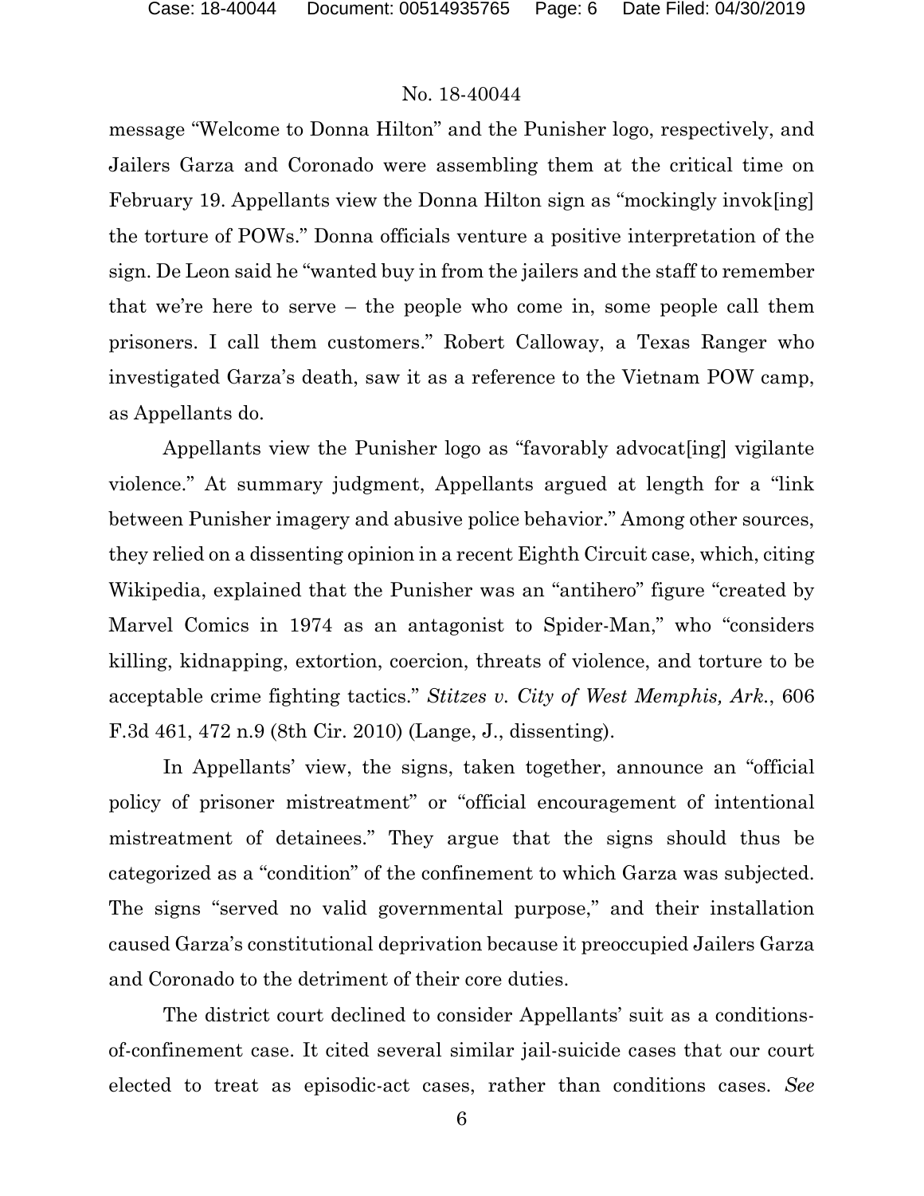message "Welcome to Donna Hilton" and the Punisher logo, respectively, and Jailers Garza and Coronado were assembling them at the critical time on February 19. Appellants view the Donna Hilton sign as "mockingly invok[ing] the torture of POWs." Donna officials venture a positive interpretation of the sign. De Leon said he "wanted buy in from the jailers and the staff to remember that we're here to serve – the people who come in, some people call them prisoners. I call them customers." Robert Calloway, a Texas Ranger who investigated Garza's death, saw it as a reference to the Vietnam POW camp, as Appellants do.

Appellants view the Punisher logo as "favorably advocat[ing] vigilante violence." At summary judgment, Appellants argued at length for a "link between Punisher imagery and abusive police behavior." Among other sources, they relied on a dissenting opinion in a recent Eighth Circuit case, which, citing Wikipedia, explained that the Punisher was an "antihero" figure "created by Marvel Comics in 1974 as an antagonist to Spider-Man," who "considers killing, kidnapping, extortion, coercion, threats of violence, and torture to be acceptable crime fighting tactics." *Stitzes v. City of West Memphis, Ark.*, 606 F.3d 461, 472 n.9 (8th Cir. 2010) (Lange, J., dissenting).

In Appellants' view, the signs, taken together, announce an "official policy of prisoner mistreatment" or "official encouragement of intentional mistreatment of detainees." They argue that the signs should thus be categorized as a "condition" of the confinement to which Garza was subjected. The signs "served no valid governmental purpose," and their installation caused Garza's constitutional deprivation because it preoccupied Jailers Garza and Coronado to the detriment of their core duties.

The district court declined to consider Appellants' suit as a conditions-of-confinement case. It cited several similar jail-suicide cases that our court elected to treat as episodic-act cases, rather than conditions cases. *See*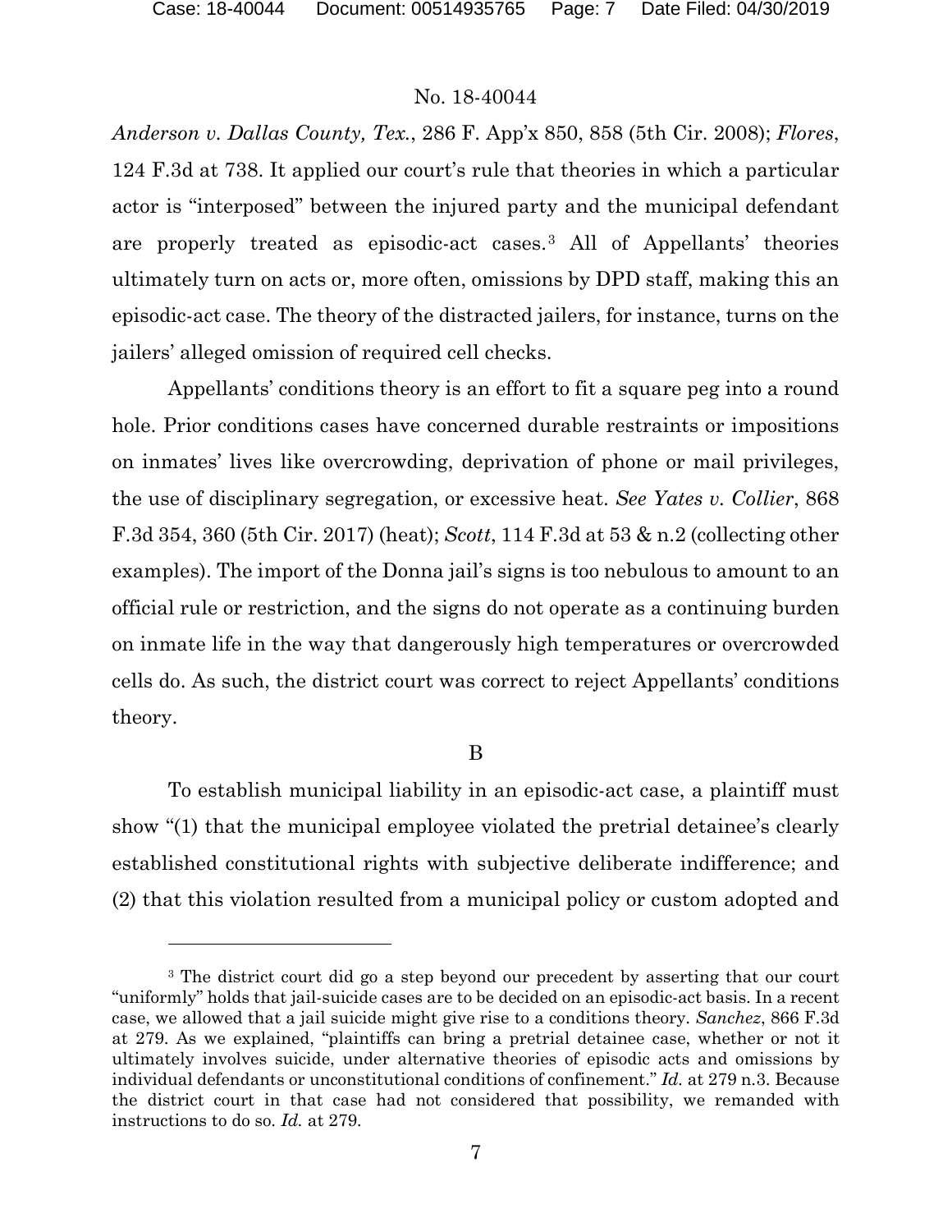*Anderson v. Dallas County, Tex.*, 286 F. App'x 850, 858 (5th Cir. 2008); *Flores*, 124 F.3d at 738. It applied our court's rule that theories in which a particular actor is "interposed" between the injured party and the municipal defendant are properly treated as episodic-act cases.[3] All of Appellants' theories ultimately turn on acts or, more often, omissions by DPD staff, making this an episodic-act case. The theory of the distracted jailers, for instance, turns on the jailers' alleged omission of required cell checks.

Appellants' conditions theory is an effort to fit a square peg into a round hole. Prior conditions cases have concerned durable restraints or impositions on inmates' lives like overcrowding, deprivation of phone or mail privileges, the use of disciplinary segregation, or excessive heat. *See Yates v. Collier*, 868 F.3d 354, 360 (5th Cir. 2017) (heat); *Scott*, 114 F.3d at 53 & n.2 (collecting other examples). The import of the Donna jail's signs is too nebulous to amount to an official rule or restriction, and the signs do not operate as a continuing burden on inmate life in the way that dangerously high temperatures or overcrowded cells do. As such, the district court was correct to reject Appellants' conditions theory.

B

To establish municipal liability in an episodic-act case, a plaintiff must show "(1) that the municipal employee violated the pretrial detainee's clearly established constitutional rights with subjective deliberate indifference; and (2) that this violation resulted from a municipal policy or custom adopted and

[3] The district court did go a step beyond our precedent by asserting that our court "uniformly" holds that jail-suicide cases are to be decided on an episodic-act basis. In a recent case, we allowed that a jail suicide might give rise to a conditions theory. *Sanchez*, 866 F.3d at 279. As we explained, "plaintiffs can bring a pretrial detainee case, whether or not it ultimately involves suicide, under alternative theories of episodic acts and omissions by individual defendants or unconstitutional conditions of confinement." *Id.* at 279 n.3. Because the district court in that case had not considered that possibility, we remanded with instructions to do so. *Id.* at 279.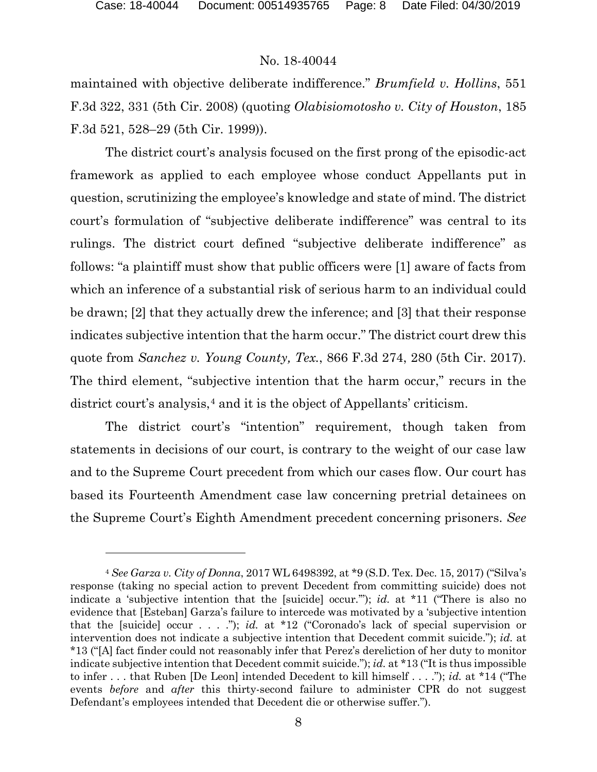maintained with objective deliberate indifference." *Brumfield v. Hollins*, 551 F.3d 322, 331 (5th Cir. 2008) (quoting *Olabisiomotosho v. City of Houston*, 185 F.3d 521, 528–29 (5th Cir. 1999)).

The district court's analysis focused on the first prong of the episodic-act framework as applied to each employee whose conduct Appellants put in question, scrutinizing the employee's knowledge and state of mind. The district court's formulation of "subjective deliberate indifference" was central to its rulings. The district court defined "subjective deliberate indifference" as follows: "a plaintiff must show that public officers were [1] aware of facts from which an inference of a substantial risk of serious harm to an individual could be drawn; [2] that they actually drew the inference; and [3] that their response indicates subjective intention that the harm occur." The district court drew this quote from *Sanchez v. Young County, Tex.*, 866 F.3d 274, 280 (5th Cir. 2017). The third element, "subjective intention that the harm occur," recurs in the district court's analysis,[4] and it is the object of Appellants' criticism.

The district court's "intention" requirement, though taken from statements in decisions of our court, is contrary to the weight of our case law and to the Supreme Court precedent from which our cases flow. Our court has based its Fourteenth Amendment case law concerning pretrial detainees on the Supreme Court's Eighth Amendment precedent concerning prisoners. *See*

---

[4] *See Garza v. City of Donna*, 2017 WL 6498392, at \*9 (S.D. Tex. Dec. 15, 2017) ("Silva's response (taking no special action to prevent Decedent from committing suicide) does not indicate a 'subjective intention that the [suicide] occur.'"); *id.* at \*11 ("There is also no evidence that [Esteban] Garza's failure to intercede was motivated by a 'subjective intention that the [suicide] occur . . . ."); *id.* at \*12 ("Coronado's lack of special supervision or intervention does not indicate a subjective intention that Decedent commit suicide."); *id.* at \*13 ("[A] fact finder could not reasonably infer that Perez's dereliction of her duty to monitor indicate subjective intention that Decedent commit suicide."); *id.* at \*13 ("It is thus impossible to infer . . . that Ruben [De Leon] intended Decedent to kill himself . . . ."); *id.* at \*14 ("The events *before* and *after* this thirty-second failure to administer CPR do not suggest Defendant's employees intended that Decedent die or otherwise suffer.").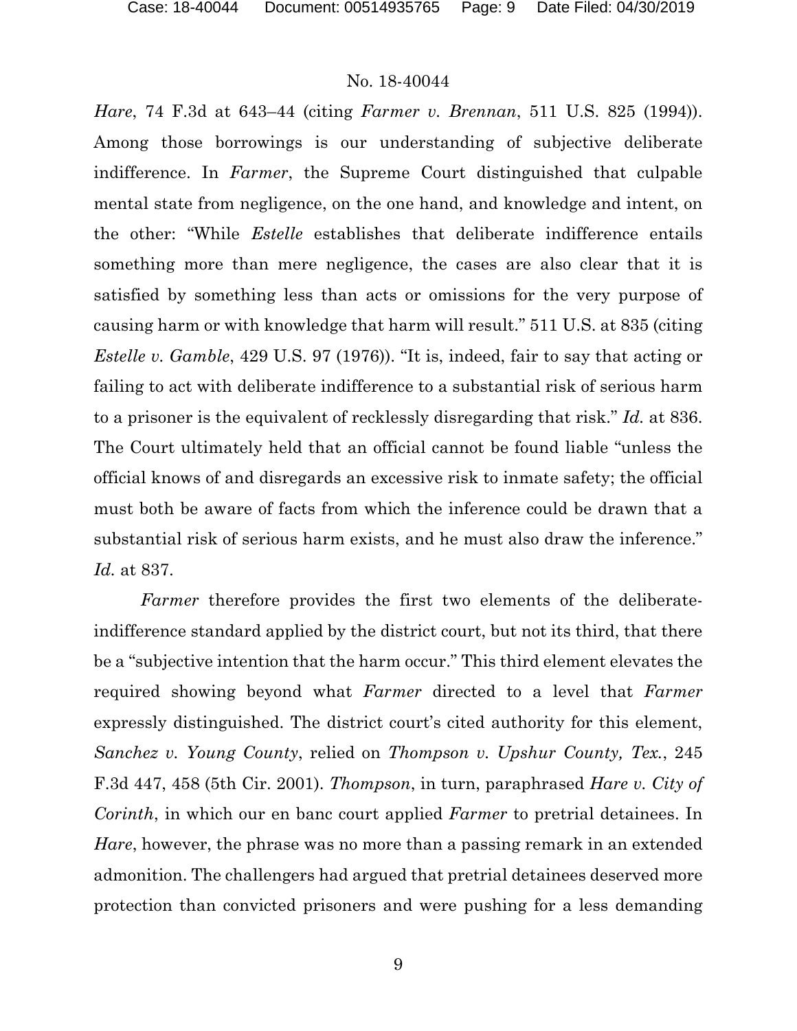*Hare*, 74 F.3d at 643–44 (citing *Farmer v. Brennan*, 511 U.S. 825 (1994)). Among those borrowings is our understanding of subjective deliberate indifference. In *Farmer*, the Supreme Court distinguished that culpable mental state from negligence, on the one hand, and knowledge and intent, on the other: "While *Estelle* establishes that deliberate indifference entails something more than mere negligence, the cases are also clear that it is satisfied by something less than acts or omissions for the very purpose of causing harm or with knowledge that harm will result." 511 U.S. at 835 (citing *Estelle v. Gamble*, 429 U.S. 97 (1976)). "It is, indeed, fair to say that acting or failing to act with deliberate indifference to a substantial risk of serious harm to a prisoner is the equivalent of recklessly disregarding that risk." *Id.* at 836. The Court ultimately held that an official cannot be found liable "unless the official knows of and disregards an excessive risk to inmate safety; the official must both be aware of facts from which the inference could be drawn that a substantial risk of serious harm exists, and he must also draw the inference." *Id.* at 837.

*Farmer* therefore provides the first two elements of the deliberate-indifference standard applied by the district court, but not its third, that there be a "subjective intention that the harm occur." This third element elevates the required showing beyond what *Farmer* directed to a level that *Farmer* expressly distinguished. The district court's cited authority for this element, *Sanchez v. Young County*, relied on *Thompson v. Upshur County, Tex.*, 245 F.3d 447, 458 (5th Cir. 2001). *Thompson*, in turn, paraphrased *Hare v. City of Corinth*, in which our en banc court applied *Farmer* to pretrial detainees. In *Hare*, however, the phrase was no more than a passing remark in an extended admonition. The challengers had argued that pretrial detainees deserved more protection than convicted prisoners and were pushing for a less demanding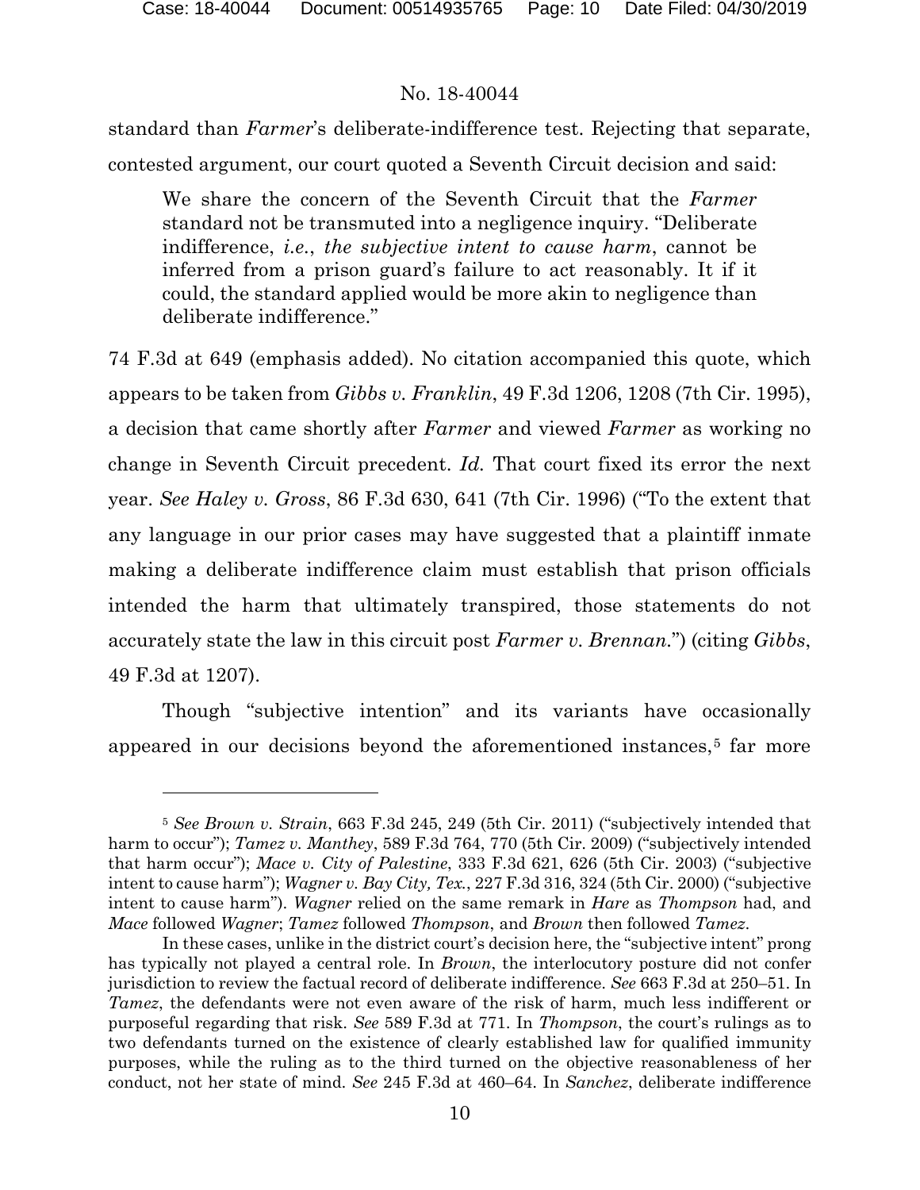standard than *Farmer*'s deliberate-indifference test. Rejecting that separate, contested argument, our court quoted a Seventh Circuit decision and said:

> We share the concern of the Seventh Circuit that the *Farmer* standard not be transmuted into a negligence inquiry. "Deliberate indifference, *i.e.*, *the subjective intent to cause harm*, cannot be inferred from a prison guard's failure to act reasonably. It if it could, the standard applied would be more akin to negligence than deliberate indifference."

74 F.3d at 649 (emphasis added). No citation accompanied this quote, which appears to be taken from *Gibbs v. Franklin*, 49 F.3d 1206, 1208 (7th Cir. 1995), a decision that came shortly after *Farmer* and viewed *Farmer* as working no change in Seventh Circuit precedent. *Id.* That court fixed its error the next year. *See Haley v. Gross*, 86 F.3d 630, 641 (7th Cir. 1996) ("To the extent that any language in our prior cases may have suggested that a plaintiff inmate making a deliberate indifference claim must establish that prison officials intended the harm that ultimately transpired, those statements do not accurately state the law in this circuit post *Farmer v. Brennan.*") (citing *Gibbs*, 49 F.3d at 1207).

Though "subjective intention" and its variants have occasionally appeared in our decisions beyond the aforementioned instances,[5] far more

---

[5] *See Brown v. Strain*, 663 F.3d 245, 249 (5th Cir. 2011) ("subjectively intended that harm to occur"); *Tamez v. Manthey*, 589 F.3d 764, 770 (5th Cir. 2009) ("subjectively intended that harm occur"); *Mace v. City of Palestine*, 333 F.3d 621, 626 (5th Cir. 2003) ("subjective intent to cause harm"); *Wagner v. Bay City, Tex.*, 227 F.3d 316, 324 (5th Cir. 2000) ("subjective intent to cause harm"). *Wagner* relied on the same remark in *Hare* as *Thompson* had, and *Mace* followed *Wagner*; *Tamez* followed *Thompson*, and *Brown* then followed *Tamez*.

In these cases, unlike in the district court's decision here, the "subjective intent" prong has typically not played a central role. In *Brown*, the interlocutory posture did not confer jurisdiction to review the factual record of deliberate indifference. *See* 663 F.3d at 250–51. In *Tamez*, the defendants were not even aware of the risk of harm, much less indifferent or purposeful regarding that risk. *See* 589 F.3d at 771. In *Thompson*, the court's rulings as to two defendants turned on the existence of clearly established law for qualified immunity purposes, while the ruling as to the third turned on the objective reasonableness of her conduct, not her state of mind. *See* 245 F.3d at 460–64. In *Sanchez*, deliberate indifference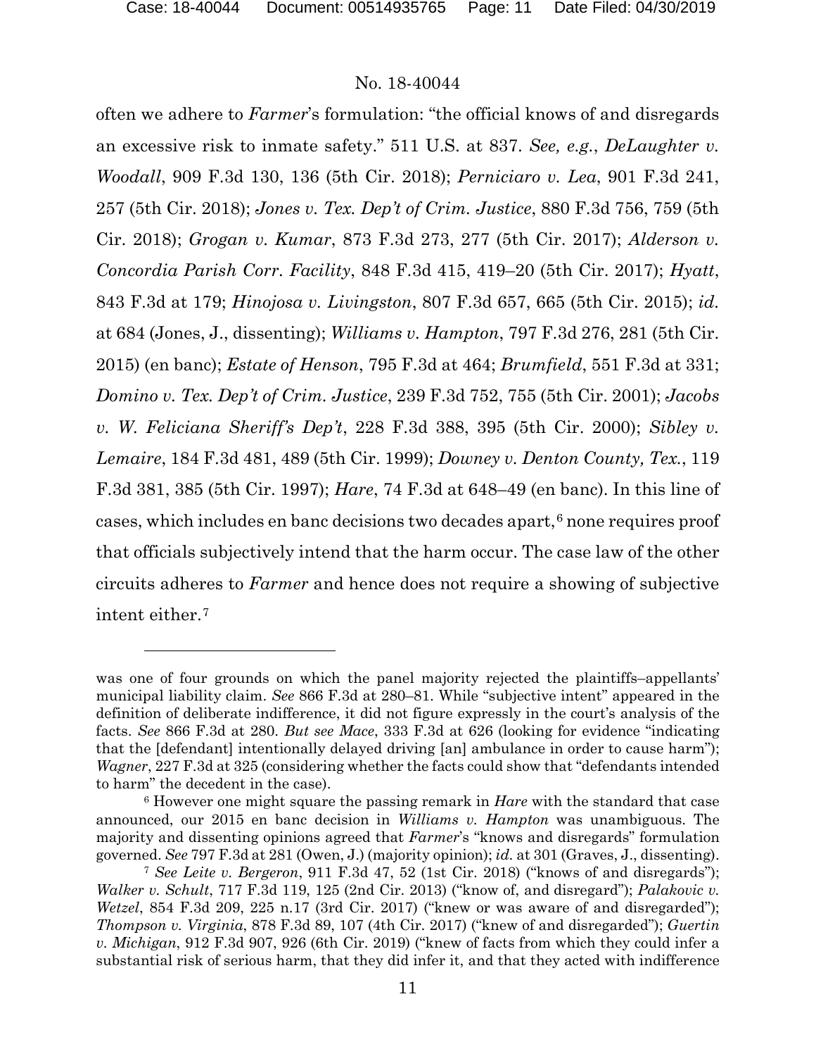often we adhere to *Farmer*'s formulation: "the official knows of and disregards an excessive risk to inmate safety." 511 U.S. at 837. *See, e.g.*, *DeLaughter v. Woodall*, 909 F.3d 130, 136 (5th Cir. 2018); *Perniciaro v. Lea*, 901 F.3d 241, 257 (5th Cir. 2018); *Jones v. Tex. Dep't of Crim. Justice*, 880 F.3d 756, 759 (5th Cir. 2018); *Grogan v. Kumar*, 873 F.3d 273, 277 (5th Cir. 2017); *Alderson v. Concordia Parish Corr. Facility*, 848 F.3d 415, 419–20 (5th Cir. 2017); *Hyatt*, 843 F.3d at 179; *Hinojosa v. Livingston*, 807 F.3d 657, 665 (5th Cir. 2015); *id.* at 684 (Jones, J., dissenting); *Williams v. Hampton*, 797 F.3d 276, 281 (5th Cir. 2015) (en banc); *Estate of Henson*, 795 F.3d at 464; *Brumfield*, 551 F.3d at 331; *Domino v. Tex. Dep't of Crim. Justice*, 239 F.3d 752, 755 (5th Cir. 2001); *Jacobs v. W. Feliciana Sheriff's Dep't*, 228 F.3d 388, 395 (5th Cir. 2000); *Sibley v. Lemaire*, 184 F.3d 481, 489 (5th Cir. 1999); *Downey v. Denton County, Tex.*, 119 F.3d 381, 385 (5th Cir. 1997); *Hare*, 74 F.3d at 648–49 (en banc). In this line of cases, which includes en banc decisions two decades apart,[6] none requires proof that officials subjectively intend that the harm occur. The case law of the other circuits adheres to *Farmer* and hence does not require a showing of subjective intent either.[7]

---

was one of four grounds on which the panel majority rejected the plaintiffs–appellants' municipal liability claim. *See* 866 F.3d at 280–81. While "subjective intent" appeared in the definition of deliberate indifference, it did not figure expressly in the court's analysis of the facts. *See* 866 F.3d at 280. *But see Mace*, 333 F.3d at 626 (looking for evidence "indicating that the [defendant] intentionally delayed driving [an] ambulance in order to cause harm"); *Wagner*, 227 F.3d at 325 (considering whether the facts could show that "defendants intended to harm" the decedent in the case).

[6] However one might square the passing remark in *Hare* with the standard that case announced, our 2015 en banc decision in *Williams v. Hampton* was unambiguous. The majority and dissenting opinions agreed that *Farmer*'s "knows and disregards" formulation governed. *See* 797 F.3d at 281 (Owen, J.) (majority opinion); *id.* at 301 (Graves, J., dissenting).

[7] *See Leite v. Bergeron*, 911 F.3d 47, 52 (1st Cir. 2018) ("knows of and disregards"); *Walker v. Schult*, 717 F.3d 119, 125 (2nd Cir. 2013) ("know of, and disregard"); *Palakovic v. Wetzel*, 854 F.3d 209, 225 n.17 (3rd Cir. 2017) ("knew or was aware of and disregarded"); *Thompson v. Virginia*, 878 F.3d 89, 107 (4th Cir. 2017) ("knew of and disregarded"); *Guertin v. Michigan*, 912 F.3d 907, 926 (6th Cir. 2019) ("knew of facts from which they could infer a substantial risk of serious harm, that they did infer it, and that they acted with indifference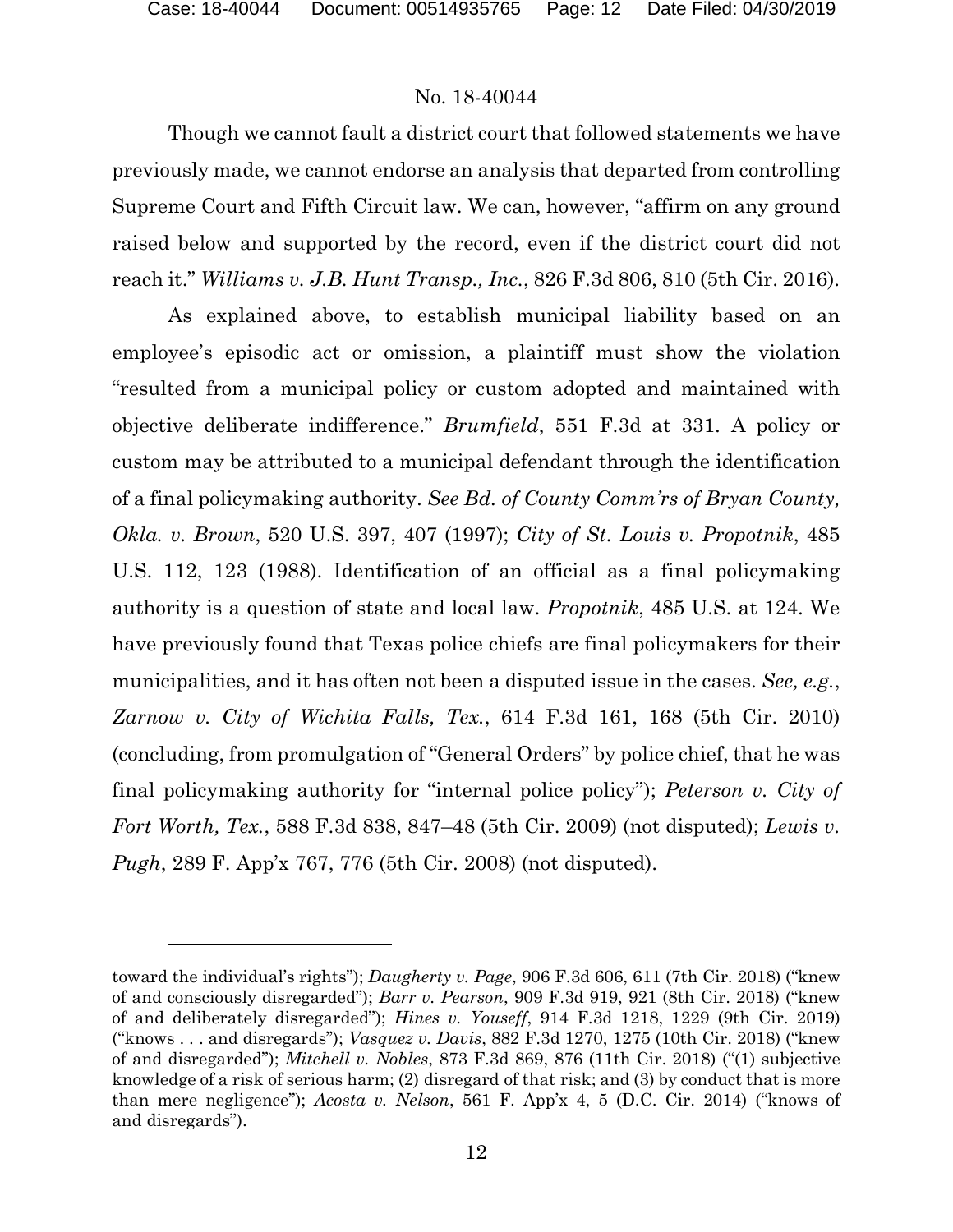Though we cannot fault a district court that followed statements we have previously made, we cannot endorse an analysis that departed from controlling Supreme Court and Fifth Circuit law. We can, however, "affirm on any ground raised below and supported by the record, even if the district court did not reach it." *Williams v. J.B. Hunt Transp., Inc.*, 826 F.3d 806, 810 (5th Cir. 2016).

As explained above, to establish municipal liability based on an employee's episodic act or omission, a plaintiff must show the violation "resulted from a municipal policy or custom adopted and maintained with objective deliberate indifference." *Brumfield*, 551 F.3d at 331. A policy or custom may be attributed to a municipal defendant through the identification of a final policymaking authority. *See Bd. of County Comm'rs of Bryan County, Okla. v. Brown*, 520 U.S. 397, 407 (1997); *City of St. Louis v. Propotnik*, 485 U.S. 112, 123 (1988). Identification of an official as a final policymaking authority is a question of state and local law. *Propotnik*, 485 U.S. at 124. We have previously found that Texas police chiefs are final policymakers for their municipalities, and it has often not been a disputed issue in the cases. *See, e.g.*, *Zarnow v. City of Wichita Falls, Tex.*, 614 F.3d 161, 168 (5th Cir. 2010) (concluding, from promulgation of "General Orders" by police chief, that he was final policymaking authority for "internal police policy"); *Peterson v. City of Fort Worth, Tex.*, 588 F.3d 838, 847–48 (5th Cir. 2009) (not disputed); *Lewis v. Pugh*, 289 F. App'x 767, 776 (5th Cir. 2008) (not disputed).

---

toward the individual's rights"); *Daugherty v. Page*, 906 F.3d 606, 611 (7th Cir. 2018) ("knew of and consciously disregarded"); *Barr v. Pearson*, 909 F.3d 919, 921 (8th Cir. 2018) ("knew of and deliberately disregarded"); *Hines v. Youseff*, 914 F.3d 1218, 1229 (9th Cir. 2019) ("knows . . . and disregards"); *Vasquez v. Davis*, 882 F.3d 1270, 1275 (10th Cir. 2018) ("knew of and disregarded"); *Mitchell v. Nobles*, 873 F.3d 869, 876 (11th Cir. 2018) ("(1) subjective knowledge of a risk of serious harm; (2) disregard of that risk; and (3) by conduct that is more than mere negligence"); *Acosta v. Nelson*, 561 F. App'x 4, 5 (D.C. Cir. 2014) ("knows of and disregards").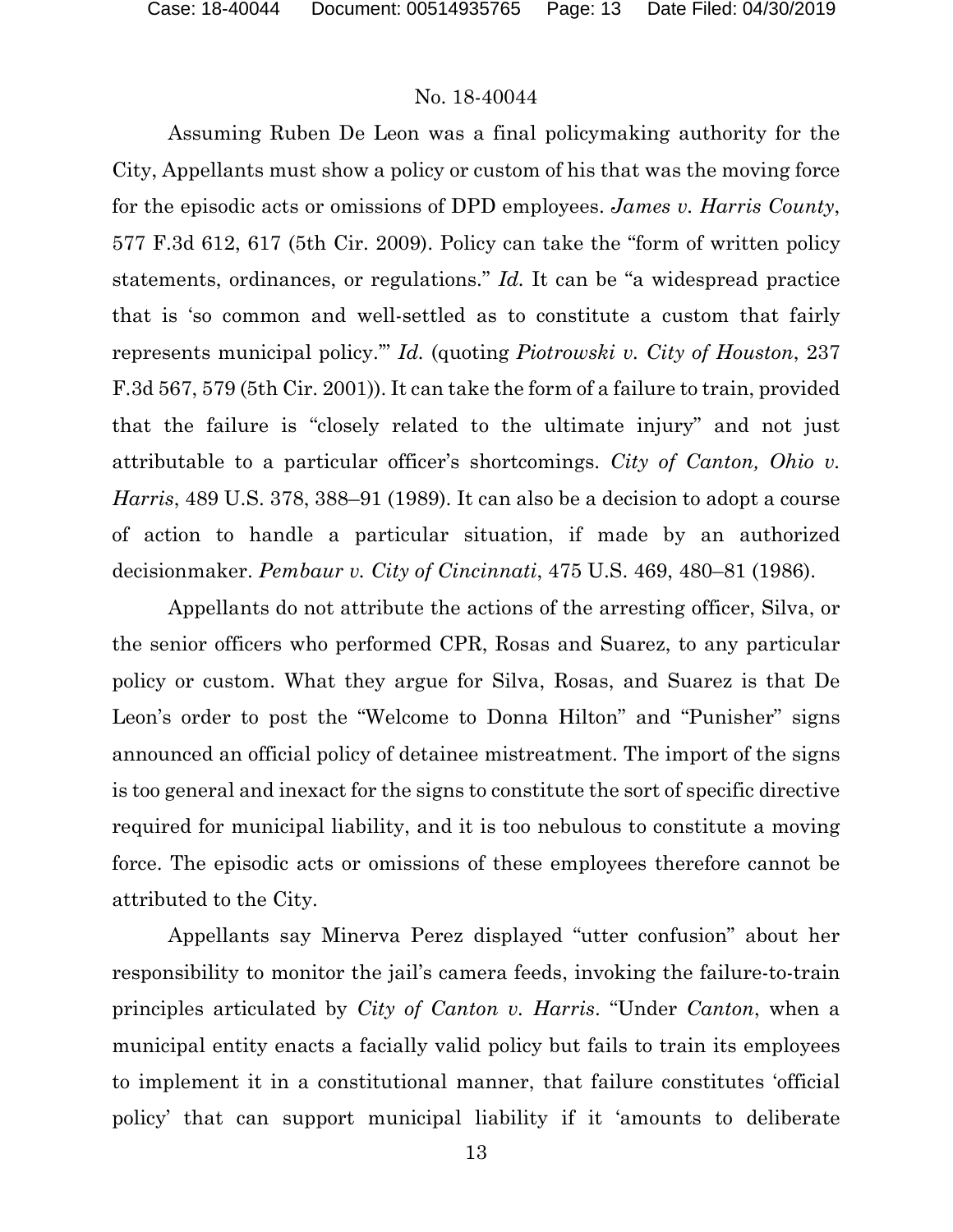Assuming Ruben De Leon was a final policymaking authority for the City, Appellants must show a policy or custom of his that was the moving force for the episodic acts or omissions of DPD employees. *James v. Harris County*, 577 F.3d 612, 617 (5th Cir. 2009). Policy can take the "form of written policy statements, ordinances, or regulations." *Id.* It can be "a widespread practice that is 'so common and well-settled as to constitute a custom that fairly represents municipal policy.'" *Id.* (quoting *Piotrowski v. City of Houston*, 237 F.3d 567, 579 (5th Cir. 2001)). It can take the form of a failure to train, provided that the failure is "closely related to the ultimate injury" and not just attributable to a particular officer's shortcomings. *City of Canton, Ohio v. Harris*, 489 U.S. 378, 388–91 (1989). It can also be a decision to adopt a course of action to handle a particular situation, if made by an authorized decisionmaker. *Pembaur v. City of Cincinnati*, 475 U.S. 469, 480–81 (1986).

Appellants do not attribute the actions of the arresting officer, Silva, or the senior officers who performed CPR, Rosas and Suarez, to any particular policy or custom. What they argue for Silva, Rosas, and Suarez is that De Leon's order to post the "Welcome to Donna Hilton" and "Punisher" signs announced an official policy of detainee mistreatment. The import of the signs is too general and inexact for the signs to constitute the sort of specific directive required for municipal liability, and it is too nebulous to constitute a moving force. The episodic acts or omissions of these employees therefore cannot be attributed to the City.

Appellants say Minerva Perez displayed "utter confusion" about her responsibility to monitor the jail's camera feeds, invoking the failure-to-train principles articulated by *City of Canton v. Harris*. "Under *Canton*, when a municipal entity enacts a facially valid policy but fails to train its employees to implement it in a constitutional manner, that failure constitutes 'official policy' that can support municipal liability if it 'amounts to deliberate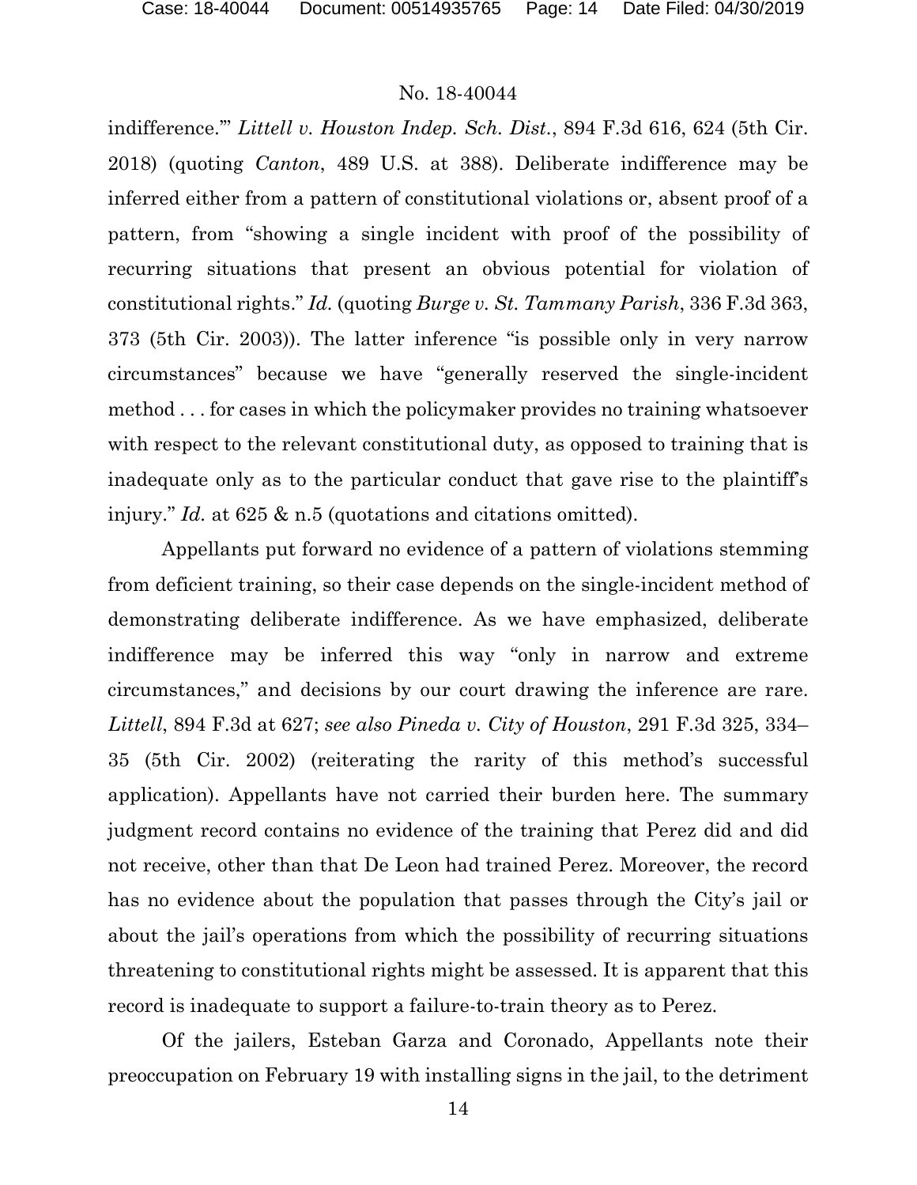indifference.'" *Littell v. Houston Indep. Sch. Dist.*, 894 F.3d 616, 624 (5th Cir. 2018) (quoting *Canton*, 489 U.S. at 388). Deliberate indifference may be inferred either from a pattern of constitutional violations or, absent proof of a pattern, from "showing a single incident with proof of the possibility of recurring situations that present an obvious potential for violation of constitutional rights." *Id.* (quoting *Burge v. St. Tammany Parish*, 336 F.3d 363, 373 (5th Cir. 2003)). The latter inference "is possible only in very narrow circumstances" because we have "generally reserved the single-incident method . . . for cases in which the policymaker provides no training whatsoever with respect to the relevant constitutional duty, as opposed to training that is inadequate only as to the particular conduct that gave rise to the plaintiff's injury." *Id.* at 625 & n.5 (quotations and citations omitted).

Appellants put forward no evidence of a pattern of violations stemming from deficient training, so their case depends on the single-incident method of demonstrating deliberate indifference. As we have emphasized, deliberate indifference may be inferred this way "only in narrow and extreme circumstances," and decisions by our court drawing the inference are rare. *Littell*, 894 F.3d at 627; *see also Pineda v. City of Houston*, 291 F.3d 325, 334–35 (5th Cir. 2002) (reiterating the rarity of this method's successful application). Appellants have not carried their burden here. The summary judgment record contains no evidence of the training that Perez did and did not receive, other than that De Leon had trained Perez. Moreover, the record has no evidence about the population that passes through the City's jail or about the jail's operations from which the possibility of recurring situations threatening to constitutional rights might be assessed. It is apparent that this record is inadequate to support a failure-to-train theory as to Perez.

Of the jailers, Esteban Garza and Coronado, Appellants note their preoccupation on February 19 with installing signs in the jail, to the detriment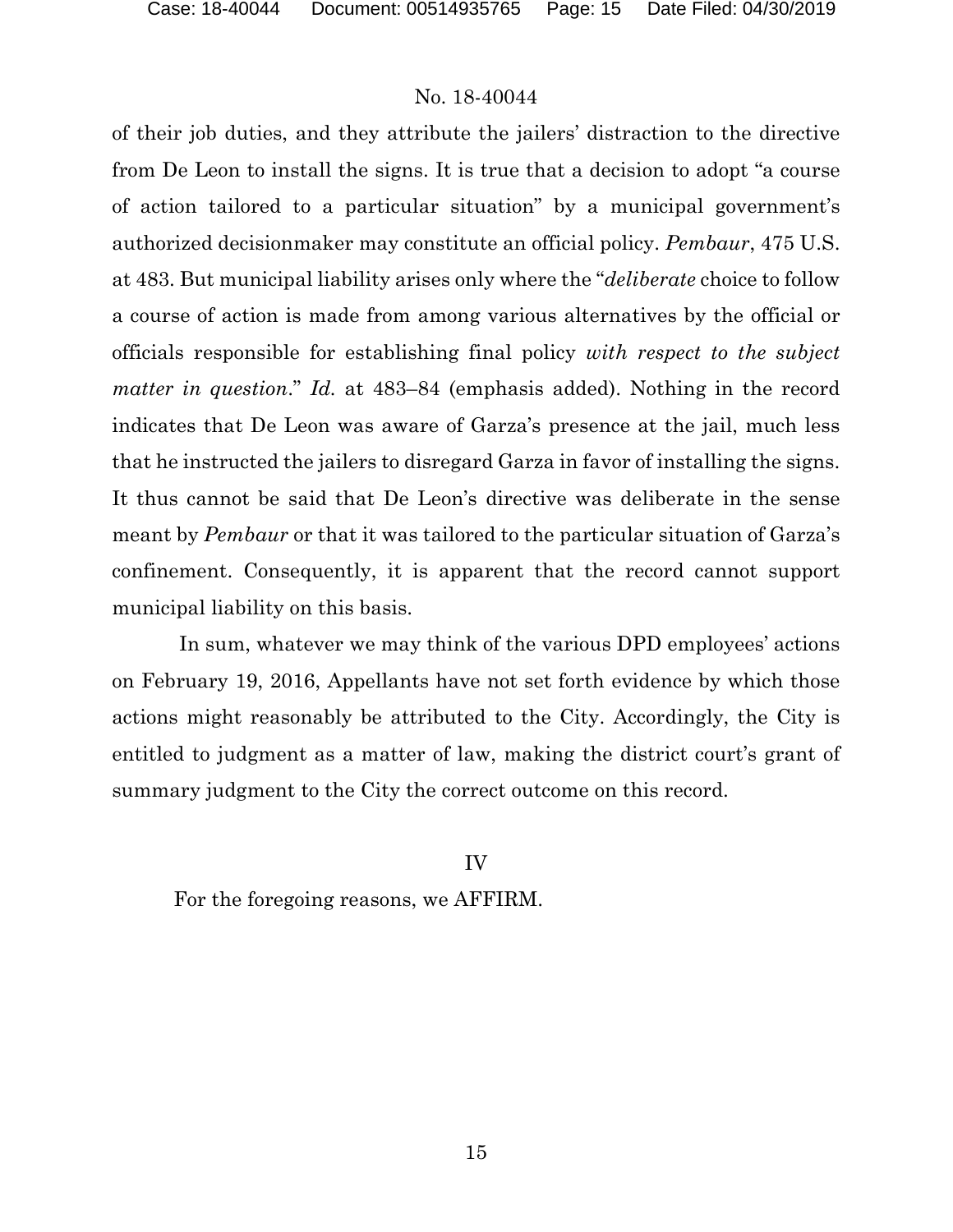of their job duties, and they attribute the jailers' distraction to the directive from De Leon to install the signs. It is true that a decision to adopt "a course of action tailored to a particular situation" by a municipal government's authorized decisionmaker may constitute an official policy. *Pembaur*, 475 U.S. at 483. But municipal liability arises only where the "*deliberate* choice to follow a course of action is made from among various alternatives by the official or officials responsible for establishing final policy *with respect to the subject matter in question*." *Id.* at 483–84 (emphasis added). Nothing in the record indicates that De Leon was aware of Garza's presence at the jail, much less that he instructed the jailers to disregard Garza in favor of installing the signs. It thus cannot be said that De Leon's directive was deliberate in the sense meant by *Pembaur* or that it was tailored to the particular situation of Garza's confinement. Consequently, it is apparent that the record cannot support municipal liability on this basis.

In sum, whatever we may think of the various DPD employees' actions on February 19, 2016, Appellants have not set forth evidence by which those actions might reasonably be attributed to the City. Accordingly, the City is entitled to judgment as a matter of law, making the district court's grant of summary judgment to the City the correct outcome on this record.

## IV

For the foregoing reasons, we AFFIRM.